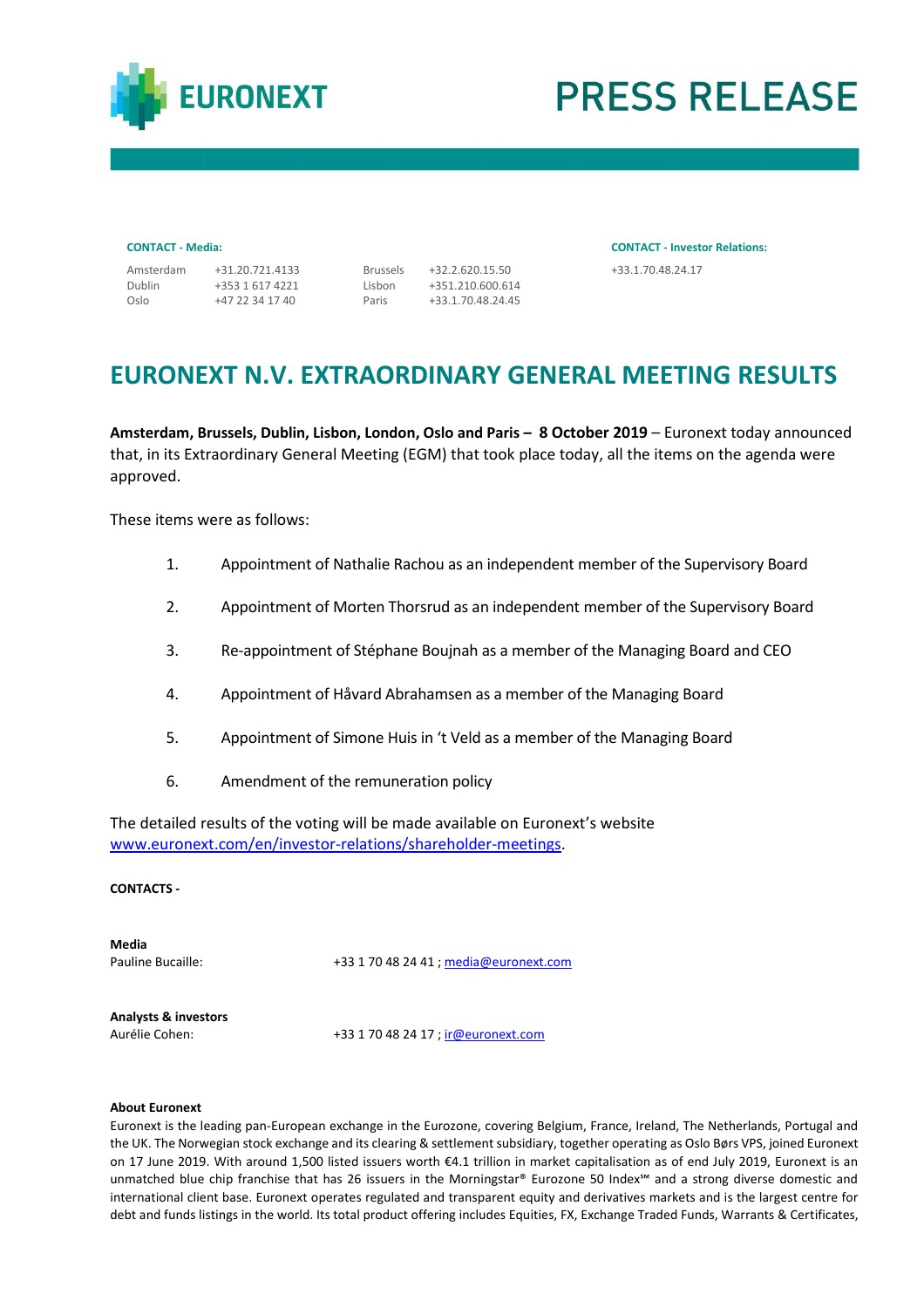EURONEXT

# PRESS RELEASE

**CONTACT - Media:**

| | | | |
|---|---|---|---|
| Amsterdam | +31.20.721.4133 | Brussels | +32.2.620.15.50 |
| Dublin | +353 1 617 4221 | Lisbon | +351.210.600.614 |
| Oslo | +47 22 34 17 40 | Paris | +33.1.70.48.24.45 |

**CONTACT - Investor Relations:**

+33.1.70.48.24.17

## EURONEXT N.V. EXTRAORDINARY GENERAL MEETING RESULTS

**Amsterdam, Brussels, Dublin, Lisbon, London, Oslo and Paris – 8 October 2019** – Euronext today announced that, in its Extraordinary General Meeting (EGM) that took place today, all the items on the agenda were approved.

These items were as follows:

1. Appointment of Nathalie Rachou as an independent member of the Supervisory Board
2. Appointment of Morten Thorsrud as an independent member of the Supervisory Board
3. Re-appointment of Stéphane Boujnah as a member of the Managing Board and CEO
4. Appointment of Håvard Abrahamsen as a member of the Managing Board
5. Appointment of Simone Huis in 't Veld as a member of the Managing Board
6. Amendment of the remuneration policy

The detailed results of the voting will be made available on Euronext's website [www.euronext.com/en/investor-relations/shareholder-meetings](www.euronext.com/en/investor-relations/shareholder-meetings).

**CONTACTS -**

**Media**
Pauline Bucaille: +33 1 70 48 24 41 ; media@euronext.com

**Analysts & investors**
Aurélie Cohen: +33 1 70 48 24 17 ; ir@euronext.com

**About Euronext**
Euronext is the leading pan-European exchange in the Eurozone, covering Belgium, France, Ireland, The Netherlands, Portugal and the UK. The Norwegian stock exchange and its clearing & settlement subsidiary, together operating as Oslo Børs VPS, joined Euronext on 17 June 2019. With around 1,500 listed issuers worth €4.1 trillion in market capitalisation as of end July 2019, Euronext is an unmatched blue chip franchise that has 26 issuers in the Morningstar® Eurozone 50 Index℠ and a strong diverse domestic and international client base. Euronext operates regulated and transparent equity and derivatives markets and is the largest centre for debt and funds listings in the world. Its total product offering includes Equities, FX, Exchange Traded Funds, Warrants & Certificates,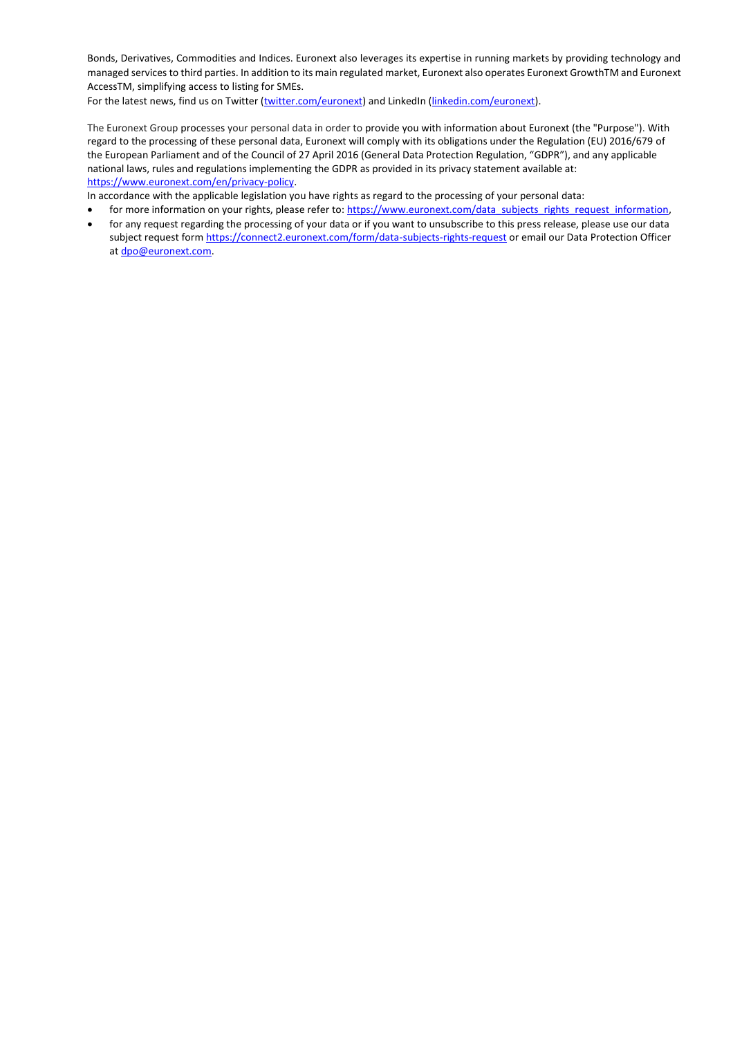Bonds, Derivatives, Commodities and Indices. Euronext also leverages its expertise in running markets by providing technology and managed services to third parties. In addition to its main regulated market, Euronext also operates Euronext GrowthTM and Euronext AccessTM, simplifying access to listing for SMEs.
For the latest news, find us on Twitter (twitter.com/euronext) and LinkedIn (linkedin.com/euronext).

The Euronext Group processes your personal data in order to provide you with information about Euronext (the "Purpose"). With regard to the processing of these personal data, Euronext will comply with its obligations under the Regulation (EU) 2016/679 of the European Parliament and of the Council of 27 April 2016 (General Data Protection Regulation, "GDPR"), and any applicable national laws, rules and regulations implementing the GDPR as provided in its privacy statement available at: https://www.euronext.com/en/privacy-policy.
In accordance with the applicable legislation you have rights as regard to the processing of your personal data:

- for more information on your rights, please refer to: https://www.euronext.com/data_subjects_rights_request_information,
- for any request regarding the processing of your data or if you want to unsubscribe to this press release, please use our data subject request form https://connect2.euronext.com/form/data-subjects-rights-request or email our Data Protection Officer at dpo@euronext.com.